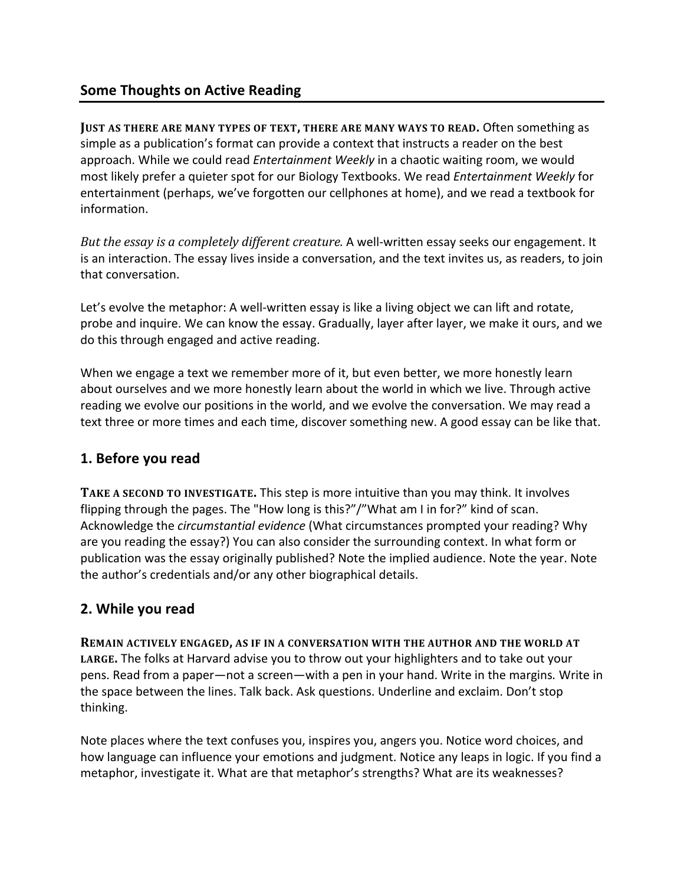## Some Thoughts on Active Reading

**JUST AS THERE ARE MANY TYPES OF TEXT, THERE ARE MANY WAYS TO READ.** Often something as simple as a publication's format can provide a context that instructs a reader on the best approach. While we could read *Entertainment Weekly* in a chaotic waiting room, we would most likely prefer a quieter spot for our Biology Textbooks. We read *Entertainment Weekly* for entertainment (perhaps, we've forgotten our cellphones at home), and we read a textbook for information.

*But the essay is a completely different creature.* A well-written essay seeks our engagement. It is an interaction. The essay lives inside a conversation, and the text invites us, as readers, to join that conversation.

Let's evolve the metaphor: A well-written essay is like a living object we can lift and rotate, probe and inquire. We can know the essay. Gradually, layer after layer, we make it ours, and we do this through engaged and active reading.

When we engage a text we remember more of it, but even better, we more honestly learn about ourselves and we more honestly learn about the world in which we live. Through active reading we evolve our positions in the world, and we evolve the conversation. We may read a text three or more times and each time, discover something new. A good essay can be like that.

## 1. Before you read

**TAKE A SECOND TO INVESTIGATE.** This step is more intuitive than you may think. It involves flipping through the pages. The "How long is this?"/"What am I in for?" kind of scan. Acknowledge the *circumstantial evidence* (What circumstances prompted your reading? Why are you reading the essay?) You can also consider the surrounding context. In what form or publication was the essay originally published? Note the implied audience. Note the year. Note the author's credentials and/or any other biographical details.

## 2. While you read

**REMAIN ACTIVELY ENGAGED, AS IF IN A CONVERSATION WITH THE AUTHOR AND THE WORLD AT LARGE.** The folks at Harvard advise you to throw out your highlighters and to take out your pens. Read from a paper—not a screen—with a pen in your hand. Write in the margins. Write in the space between the lines. Talk back. Ask questions. Underline and exclaim. Don't stop thinking.

Note places where the text confuses you, inspires you, angers you. Notice word choices, and how language can influence your emotions and judgment. Notice any leaps in logic. If you find a metaphor, investigate it. What are that metaphor's strengths? What are its weaknesses?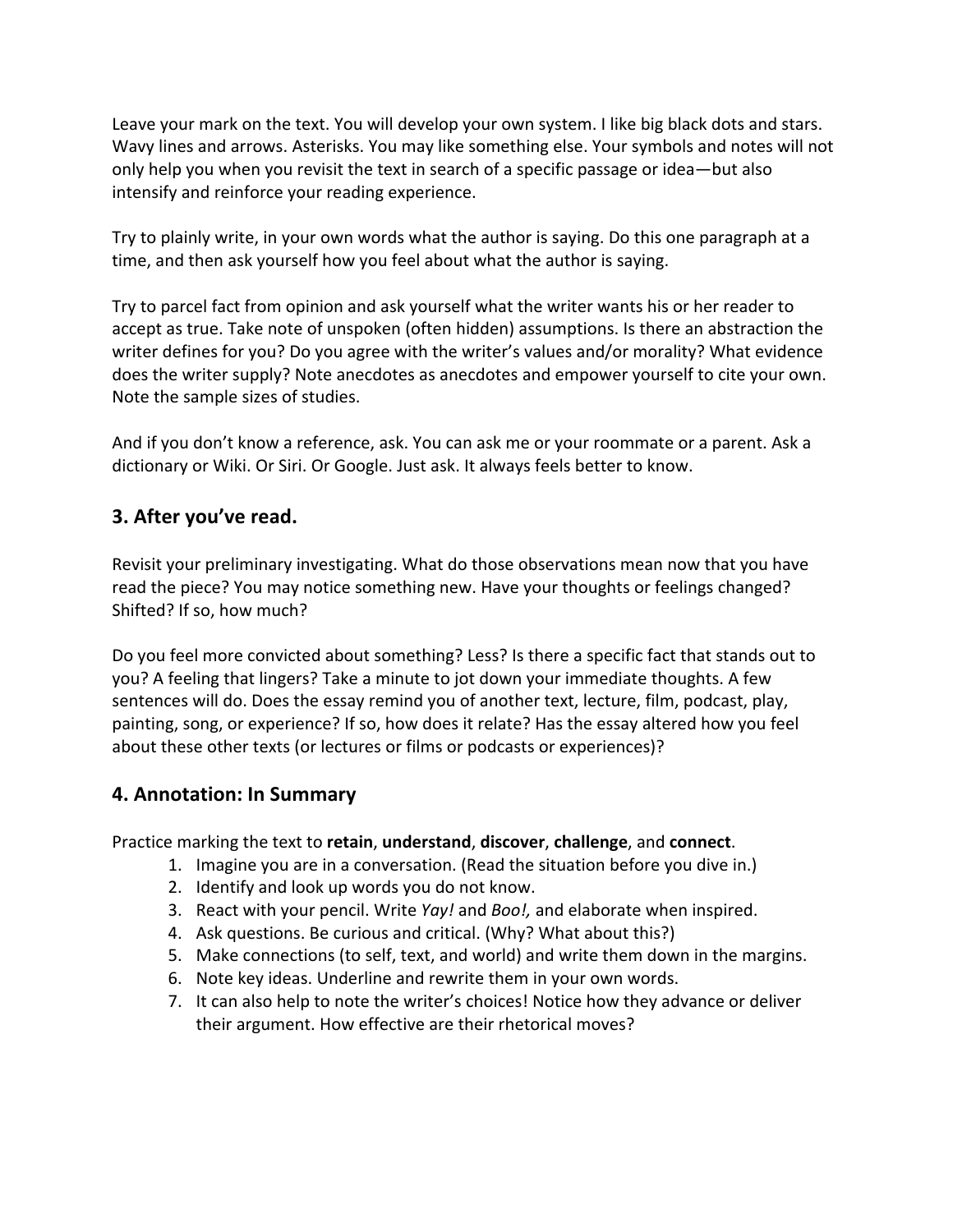Leave your mark on the text. You will develop your own system. I like big black dots and stars. Wavy lines and arrows. Asterisks. You may like something else. Your symbols and notes will not only help you when you revisit the text in search of a specific passage or idea—but also intensify and reinforce your reading experience.

Try to plainly write, in your own words what the author is saying. Do this one paragraph at a time, and then ask yourself how you feel about what the author is saying.

Try to parcel fact from opinion and ask yourself what the writer wants his or her reader to accept as true. Take note of unspoken (often hidden) assumptions. Is there an abstraction the writer defines for you? Do you agree with the writer's values and/or morality? What evidence does the writer supply? Note anecdotes as anecdotes and empower yourself to cite your own. Note the sample sizes of studies.

And if you don't know a reference, ask. You can ask me or your roommate or a parent. Ask a dictionary or Wiki. Or Siri. Or Google. Just ask. It always feels better to know.

## 3. After you've read.

Revisit your preliminary investigating. What do those observations mean now that you have read the piece? You may notice something new. Have your thoughts or feelings changed? Shifted? If so, how much?

Do you feel more convicted about something? Less? Is there a specific fact that stands out to you? A feeling that lingers? Take a minute to jot down your immediate thoughts. A few sentences will do. Does the essay remind you of another text, lecture, film, podcast, play, painting, song, or experience? If so, how does it relate? Has the essay altered how you feel about these other texts (or lectures or films or podcasts or experiences)?

## 4. Annotation: In Summary

Practice marking the text to **retain**, **understand**, **discover**, **challenge**, and **connect**.

1. Imagine you are in a conversation. (Read the situation before you dive in.)
2. Identify and look up words you do not know.
3. React with your pencil. Write *Yay!* and *Boo!,* and elaborate when inspired.
4. Ask questions. Be curious and critical. (Why? What about this?)
5. Make connections (to self, text, and world) and write them down in the margins.
6. Note key ideas. Underline and rewrite them in your own words.
7. It can also help to note the writer's choices! Notice how they advance or deliver their argument. How effective are their rhetorical moves?